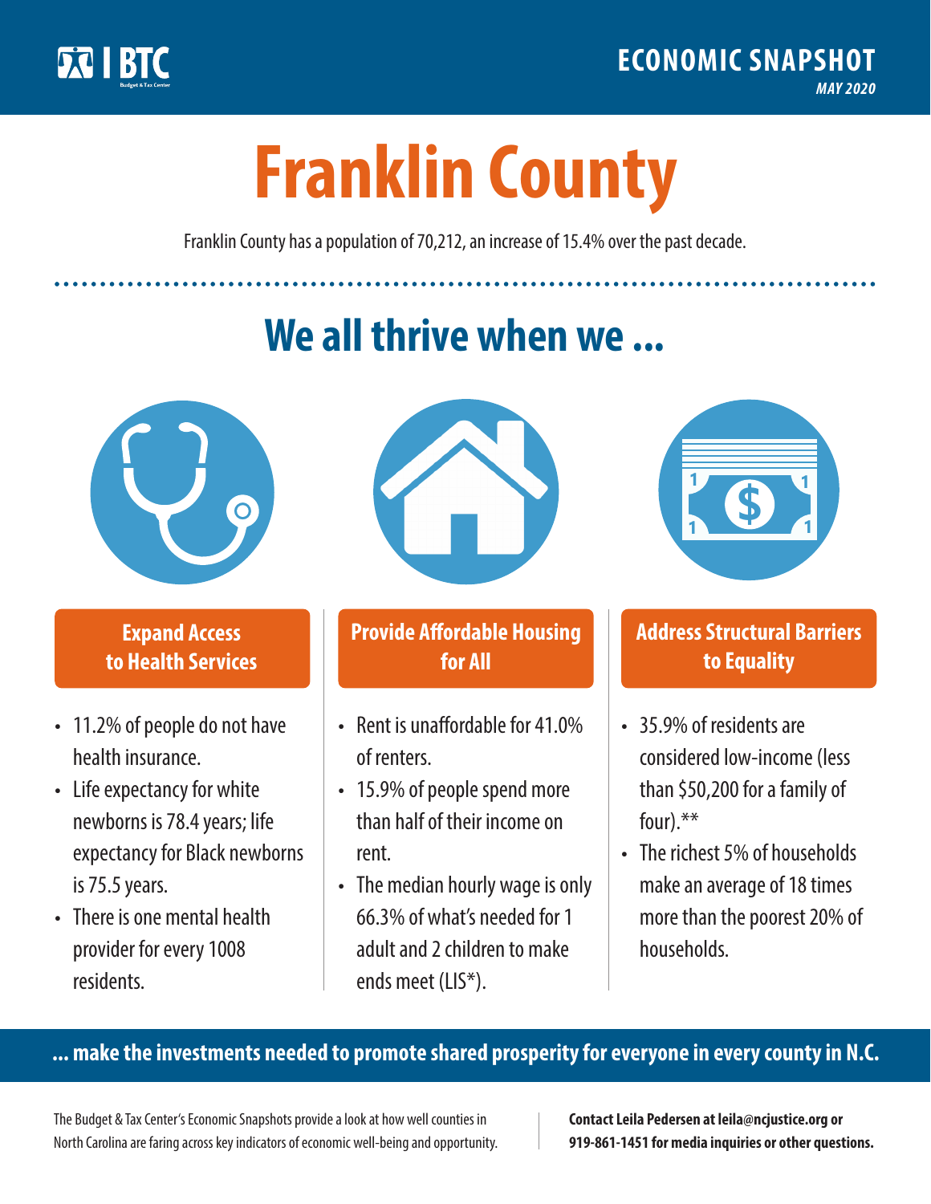BTC Budget & Tax Center

**ECONOMIC SNAPSHOT**
*MAY 2020*

# Franklin County

Franklin County has a population of 70,212, an increase of 15.4% over the past decade.

## We all thrive when we ...

### Expand Access to Health Services

- 11.2% of people do not have health insurance.
- Life expectancy for white newborns is 78.4 years; life expectancy for Black newborns is 75.5 years.
- There is one mental health provider for every 1008 residents.

### Provide Affordable Housing for All

- Rent is unaffordable for 41.0% of renters.
- 15.9% of people spend more than half of their income on rent.
- The median hourly wage is only 66.3% of what's needed for 1 adult and 2 children to make ends meet (LIS*).

### Address Structural Barriers to Equality

- 35.9% of residents are considered low-income (less than $50,200 for a family of four).**
- The richest 5% of households make an average of 18 times more than the poorest 20% of households.

**... make the investments needed to promote shared prosperity for everyone in every county in N.C.**

The Budget & Tax Center's Economic Snapshots provide a look at how well counties in North Carolina are faring across key indicators of economic well-being and opportunity.

**Contact Leila Pedersen at leila@ncjustice.org or 919-861-1451 for media inquiries or other questions.**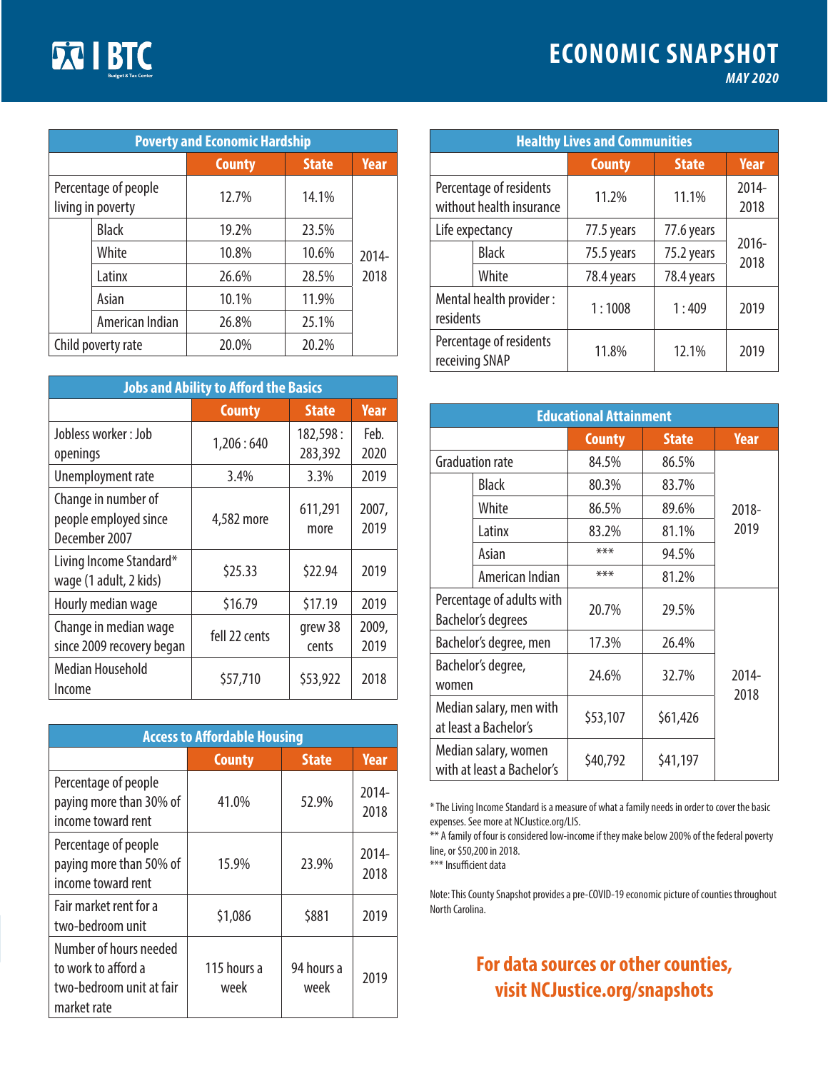# ECONOMIC SNAPSHOT

*MAY 2020*

| Poverty and Economic Hardship | | County | State | Year |
|---|---|---|---|---|
| Percentage of people living in poverty | | 12.7% | 14.1% | 2014-2018 |
| | Black | 19.2% | 23.5% | |
| | White | 10.8% | 10.6% | |
| | Latinx | 26.6% | 28.5% | |
| | Asian | 10.1% | 11.9% | |
| | American Indian | 26.8% | 25.1% | |
| Child poverty rate | | 20.0% | 20.2% | |

| Jobs and Ability to Afford the Basics | County | State | Year |
|---|---|---|---|
| Jobless worker : Job openings | 1,206 : 640 | 182,598 : 283,392 | Feb. 2020 |
| Unemployment rate | 3.4% | 3.3% | 2019 |
| Change in number of people employed since December 2007 | 4,582 more | 611,291 more | 2007, 2019 |
| Living Income Standard* wage (1 adult, 2 kids) | $25.33 | $22.94 | 2019 |
| Hourly median wage | $16.79 | $17.19 | 2019 |
| Change in median wage since 2009 recovery began | fell 22 cents | grew 38 cents | 2009, 2019 |
| Median Household Income | $57,710 | $53,922 | 2018 |

| Access to Affordable Housing | County | State | Year |
|---|---|---|---|
| Percentage of people paying more than 30% of income toward rent | 41.0% | 52.9% | 2014-2018 |
| Percentage of people paying more than 50% of income toward rent | 15.9% | 23.9% | 2014-2018 |
| Fair market rent for a two-bedroom unit | $1,086 | $881 | 2019 |
| Number of hours needed to work to afford a two-bedroom unit at fair market rate | 115 hours a week | 94 hours a week | 2019 |

| Healthy Lives and Communities | | County | State | Year |
|---|---|---|---|---|
| Percentage of residents without health insurance | | 11.2% | 11.1% | 2014-2018 |
| Life expectancy | | 77.5 years | 77.6 years | 2016-2018 |
| | Black | 75.5 years | 75.2 years | |
| | White | 78.4 years | 78.4 years | |
| Mental health provider : residents | | 1 : 1008 | 1 : 409 | 2019 |
| Percentage of residents receiving SNAP | | 11.8% | 12.1% | 2019 |

| Educational Attainment | | County | State | Year |
|---|---|---|---|---|
| Graduation rate | | 84.5% | 86.5% | 2018-2019 |
| | Black | 80.3% | 83.7% | |
| | White | 86.5% | 89.6% | |
| | Latinx | 83.2% | 81.1% | |
| | Asian | *** | 94.5% | |
| | American Indian | *** | 81.2% | |
| Percentage of adults with Bachelor's degrees | | 20.7% | 29.5% | 2014-2018 |
| Bachelor's degree, men | | 17.3% | 26.4% | |
| Bachelor's degree, women | | 24.6% | 32.7% | |
| Median salary, men with at least a Bachelor's | | $53,107 | $61,426 | |
| Median salary, women with at least a Bachelor's | | $40,792 | $41,197 | |

\* The Living Income Standard is a measure of what a family needs in order to cover the basic expenses. See more at NCJustice.org/LIS.

** A family of four is considered low-income if they make below 200% of the federal poverty line, or $50,200 in 2018.

*** Insufficient data

Note: This County Snapshot provides a pre-COVID-19 economic picture of counties throughout North Carolina.

**For data sources or other counties, visit NCJustice.org/snapshots**